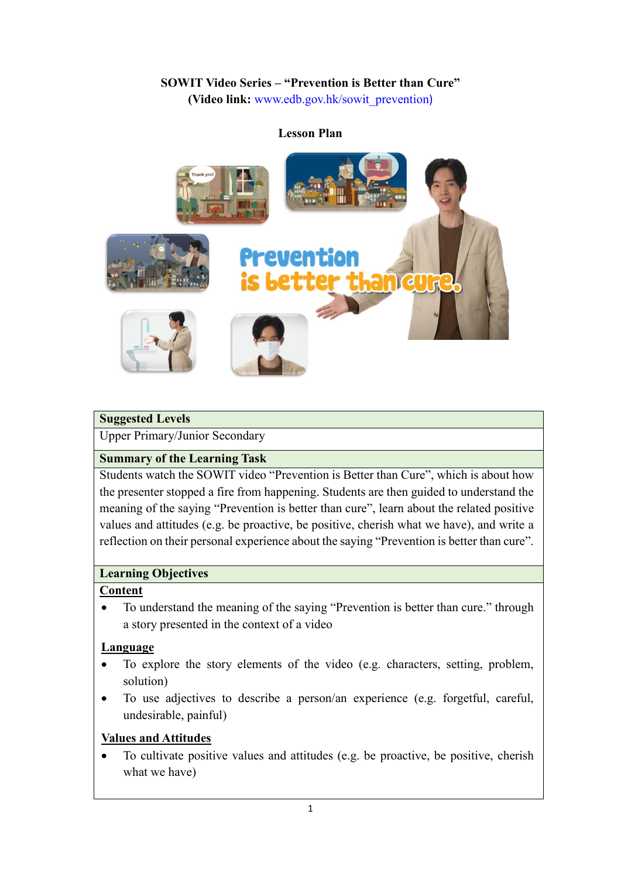**SOWIT Video Series – "Prevention is Better than Cure"**
**(Video link: www.edb.gov.hk/sowit_prevention)**

**Lesson Plan**

| Suggested Levels |
| --- |
| Upper Primary/Junior Secondary |
| **Summary of the Learning Task** |
| Students watch the SOWIT video "Prevention is Better than Cure", which is about how the presenter stopped a fire from happening. Students are then guided to understand the meaning of the saying "Prevention is better than cure", learn about the related positive values and attitudes (e.g. be proactive, be positive, cherish what we have), and write a reflection on their personal experience about the saying "Prevention is better than cure". |
| **Learning Objectives** |
| <u>**Content**</u><br>• To understand the meaning of the saying "Prevention is better than cure." through a story presented in the context of a video<br><br><u>**Language**</u><br>• To explore the story elements of the video (e.g. characters, setting, problem, solution)<br>• To use adjectives to describe a person/an experience (e.g. forgetful, careful, undesirable, painful)<br><br><u>**Values and Attitudes**</u><br>• To cultivate positive values and attitudes (e.g. be proactive, be positive, cherish what we have) |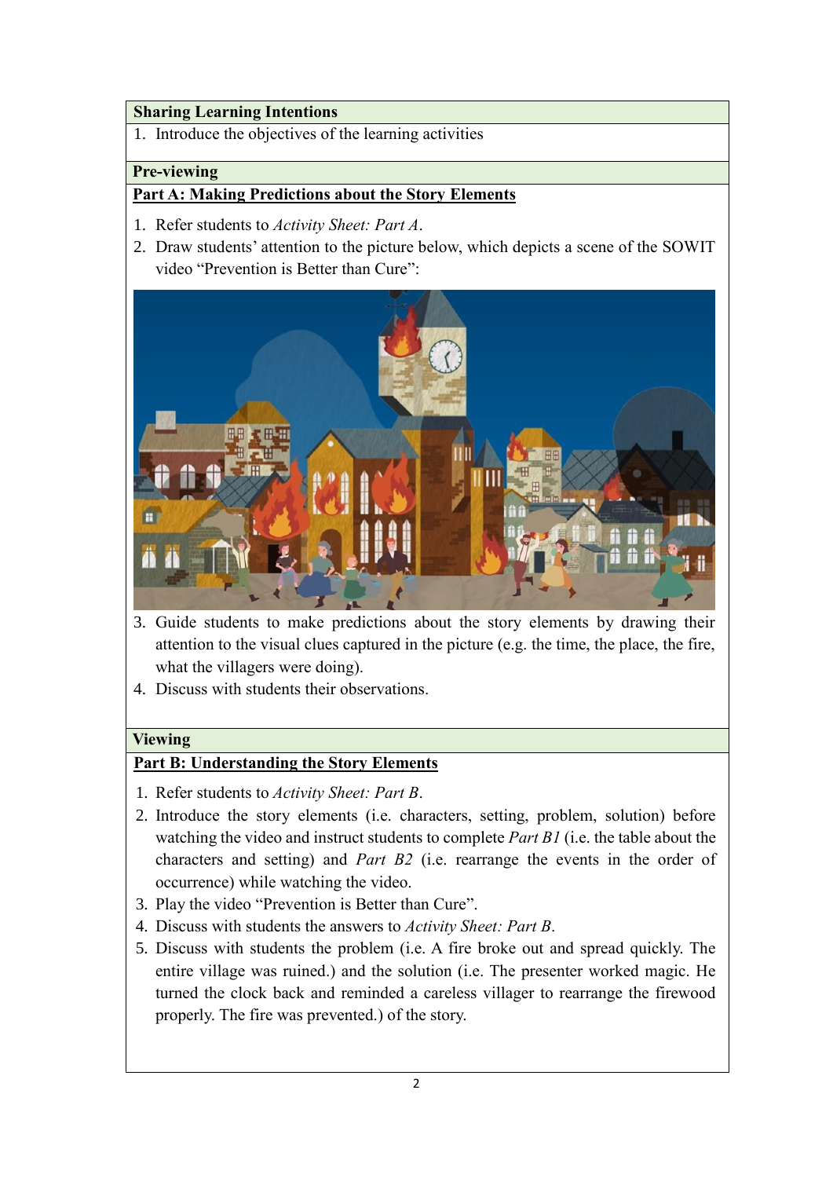**Sharing Learning Intentions**

1. Introduce the objectives of the learning activities

**Pre-viewing**

**Part A: Making Predictions about the Story Elements**

1. Refer students to *Activity Sheet: Part A*.
2. Draw students' attention to the picture below, which depicts a scene of the SOWIT video "Prevention is Better than Cure":
3. Guide students to make predictions about the story elements by drawing their attention to the visual clues captured in the picture (e.g. the time, the place, the fire, what the villagers were doing).
4. Discuss with students their observations.

**Viewing**

**Part B: Understanding the Story Elements**

1. Refer students to *Activity Sheet: Part B*.
2. Introduce the story elements (i.e. characters, setting, problem, solution) before watching the video and instruct students to complete *Part B1* (i.e. the table about the characters and setting) and *Part B2* (i.e. rearrange the events in the order of occurrence) while watching the video.
3. Play the video "Prevention is Better than Cure".
4. Discuss with students the answers to *Activity Sheet: Part B*.
5. Discuss with students the problem (i.e. A fire broke out and spread quickly. The entire village was ruined.) and the solution (i.e. The presenter worked magic. He turned the clock back and reminded a careless villager to rearrange the firewood properly. The fire was prevented.) of the story.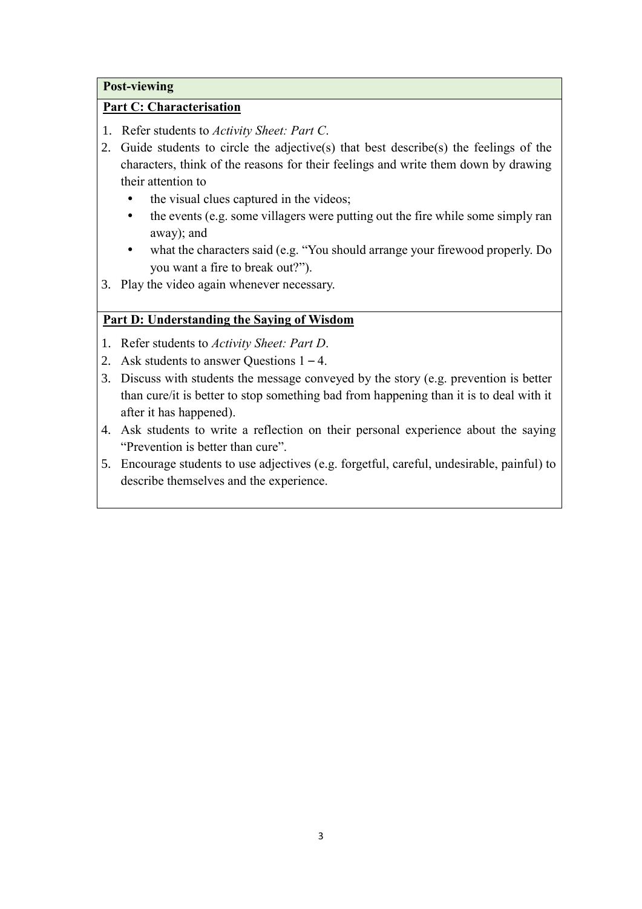**Post-viewing**

**Part C: Characterisation**

1. Refer students to *Activity Sheet: Part C*.
2. Guide students to circle the adjective(s) that best describe(s) the feelings of the characters, think of the reasons for their feelings and write them down by drawing their attention to
   - the visual clues captured in the videos;
   - the events (e.g. some villagers were putting out the fire while some simply ran away); and
   - what the characters said (e.g. “You should arrange your firewood properly. Do you want a fire to break out?”).
3. Play the video again whenever necessary.

**Part D: Understanding the Saying of Wisdom**

1. Refer students to *Activity Sheet: Part D*.
2. Ask students to answer Questions 1 – 4.
3. Discuss with students the message conveyed by the story (e.g. prevention is better than cure/it is better to stop something bad from happening than it is to deal with it after it has happened).
4. Ask students to write a reflection on their personal experience about the saying “Prevention is better than cure”.
5. Encourage students to use adjectives (e.g. forgetful, careful, undesirable, painful) to describe themselves and the experience.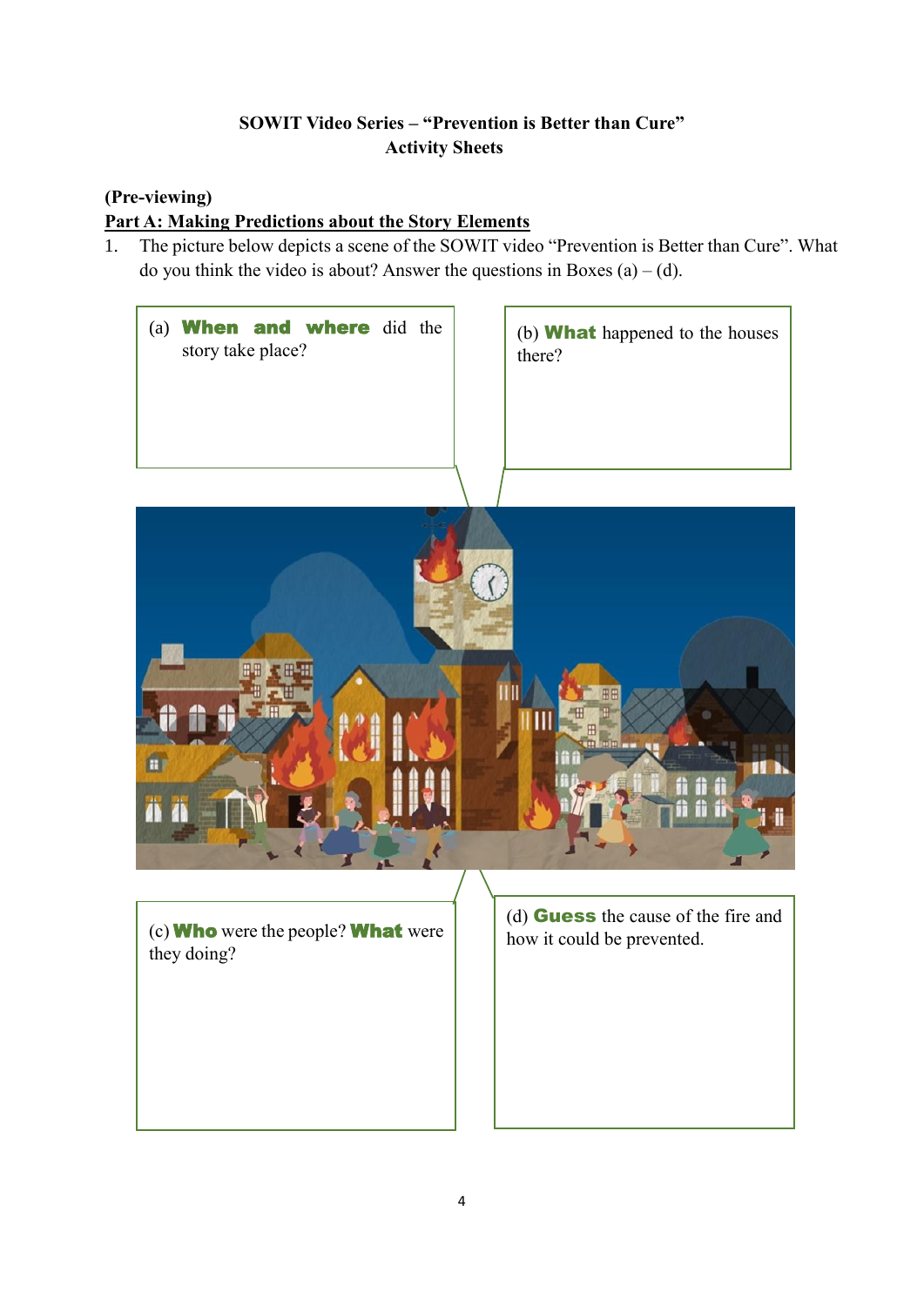**SOWIT Video Series – "Prevention is Better than Cure"**
**Activity Sheets**

**(Pre-viewing)**

**Part A: Making Predictions about the Story Elements**

1. The picture below depicts a scene of the SOWIT video "Prevention is Better than Cure". What do you think the video is about? Answer the questions in Boxes (a) – (d).

(a) **When and where** did the story take place?

(b) **What** happened to the houses there?

(c) **Who** were the people? **What** were they doing?

(d) **Guess** the cause of the fire and how it could be prevented.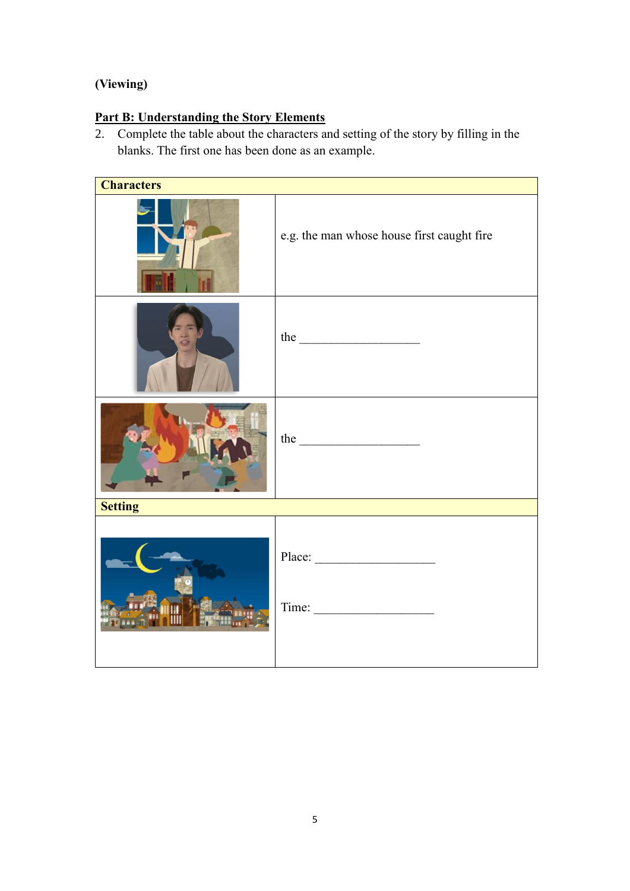(Viewing)

**Part B: Understanding the Story Elements**

2. Complete the table about the characters and setting of the story by filling in the blanks. The first one has been done as an example.

| **Characters** | |
|---|---|
| | e.g. the man whose house first caught fire |
| | the ____________________ |
| | the ____________________ |
| **Setting** | |
| | Place: ____________________<br><br>Time: ____________________ |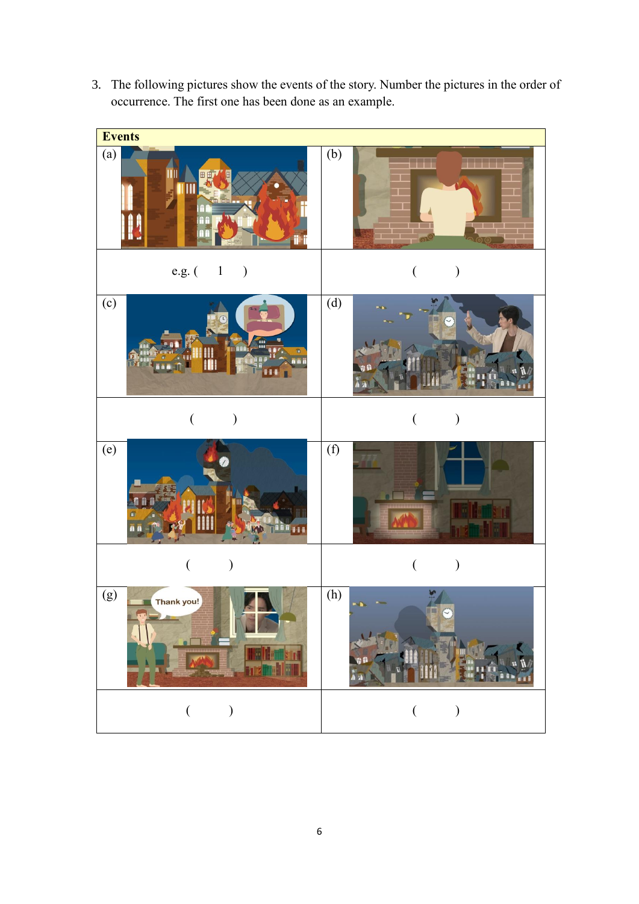3. The following pictures show the events of the story. Number the pictures in the order of occurrence. The first one has been done as an example.

| Events | |
|---|---|
| (a) | (b) |
| e.g. ( 1 ) | (   ) |
| (c) | (d) |
| (   ) | (   ) |
| (e) | (f) |
| (   ) | (   ) |
| (g) | (h) |
| (   ) | (   ) |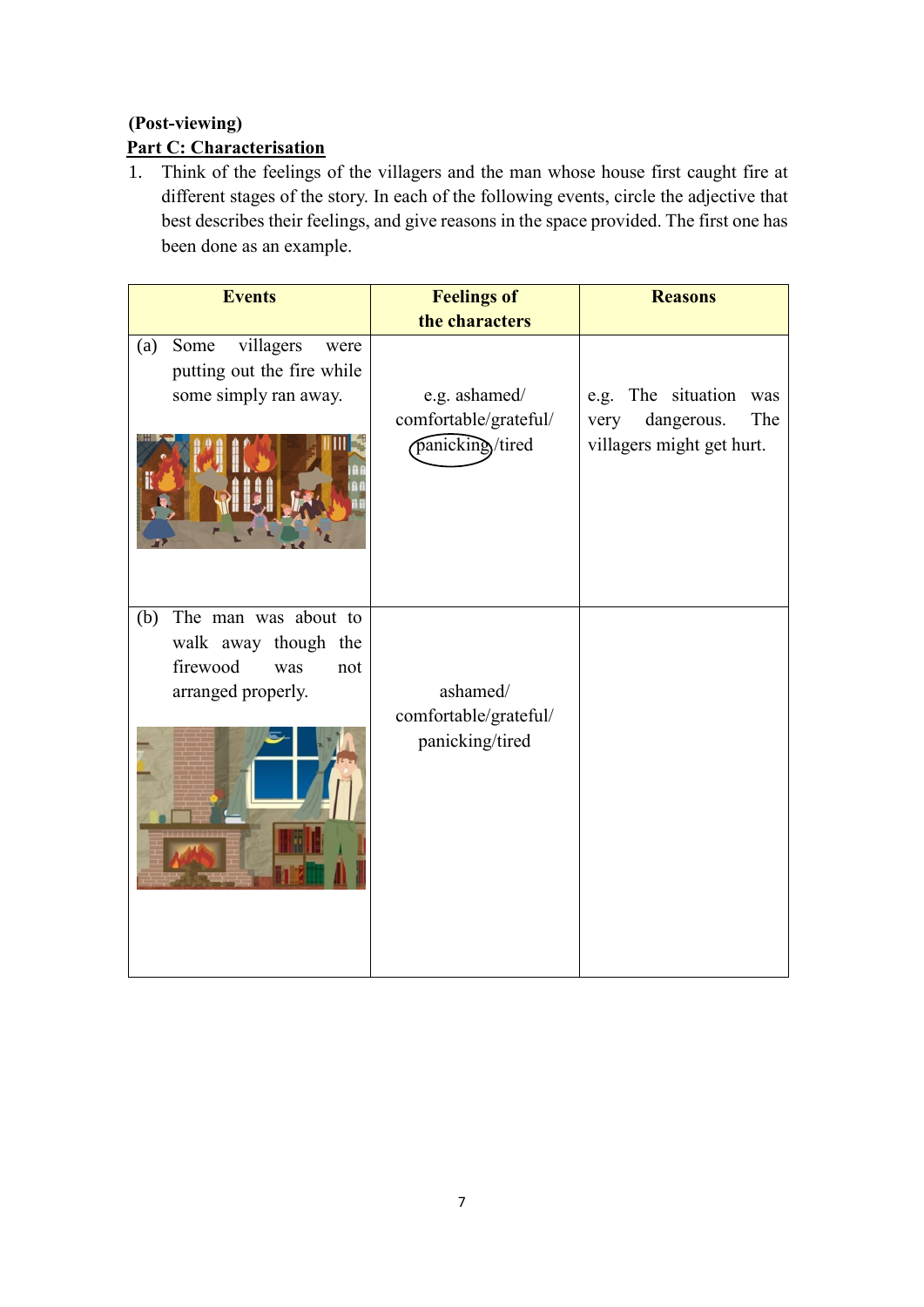**(Post-viewing)**

**Part C: Characterisation**

1. Think of the feelings of the villagers and the man whose house first caught fire at different stages of the story. In each of the following events, circle the adjective that best describes their feelings, and give reasons in the space provided. The first one has been done as an example.

| Events | Feelings of the characters | Reasons |
| --- | --- | --- |
| (a) Some villagers were putting out the fire while some simply ran away. | e.g. ashamed/ comfortable/grateful/ (panicking)/tired | e.g. The situation was very dangerous. The villagers might get hurt. |
| (b) The man was about to walk away though the firewood was not arranged properly. | ashamed/ comfortable/grateful/ panicking/tired | |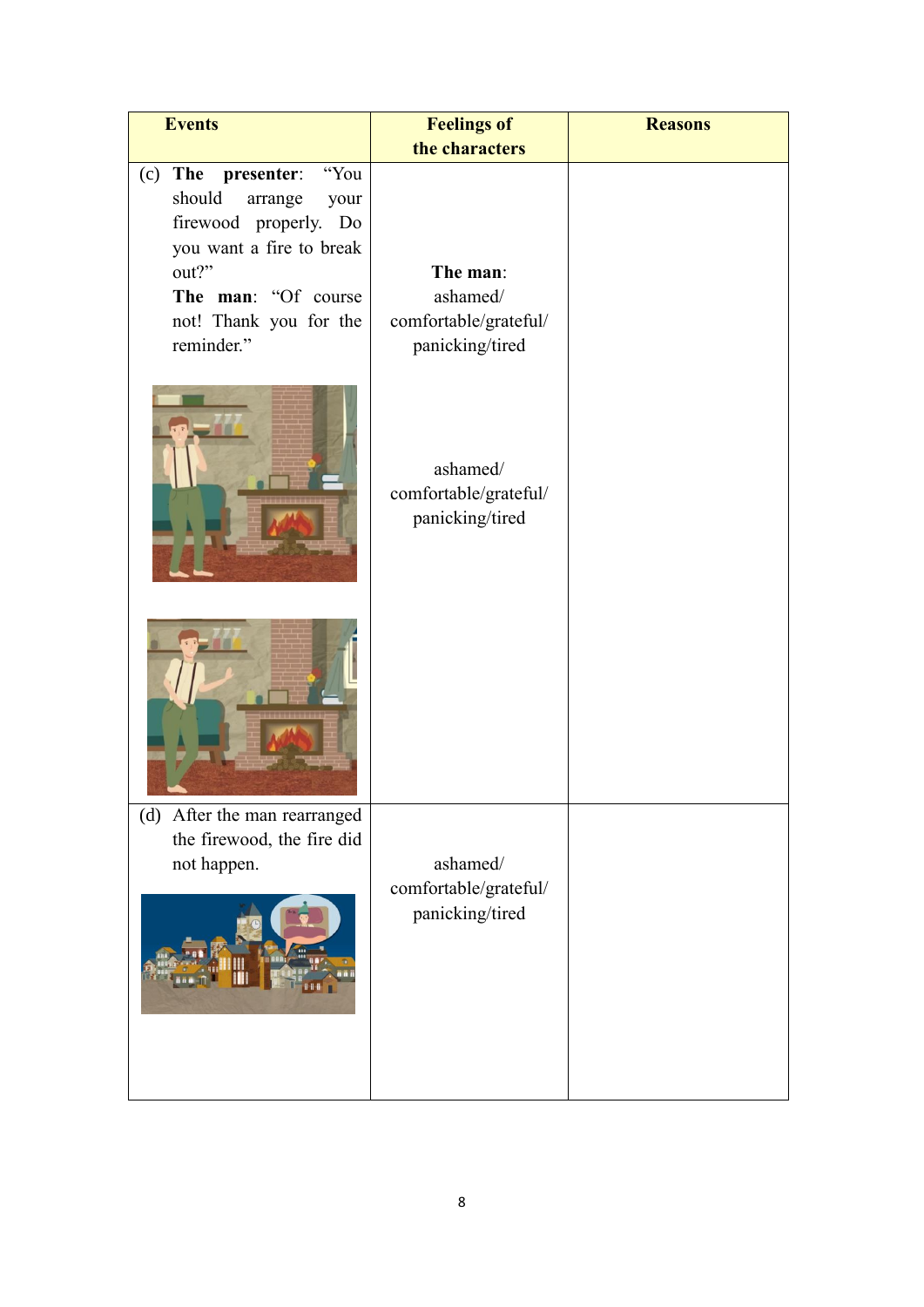| Events | Feelings of the characters | Reasons |
| --- | --- | --- |
| (c) **The presenter**: "You should arrange your firewood properly. Do you want a fire to break out?"<br>**The man**: "Of course not! Thank you for the reminder." | **The man**:<br>ashamed/ comfortable/grateful/ panicking/tired<br><br>ashamed/ comfortable/grateful/ panicking/tired | |
| (d) After the man rearranged the firewood, the fire did not happen. | ashamed/ comfortable/grateful/ panicking/tired | |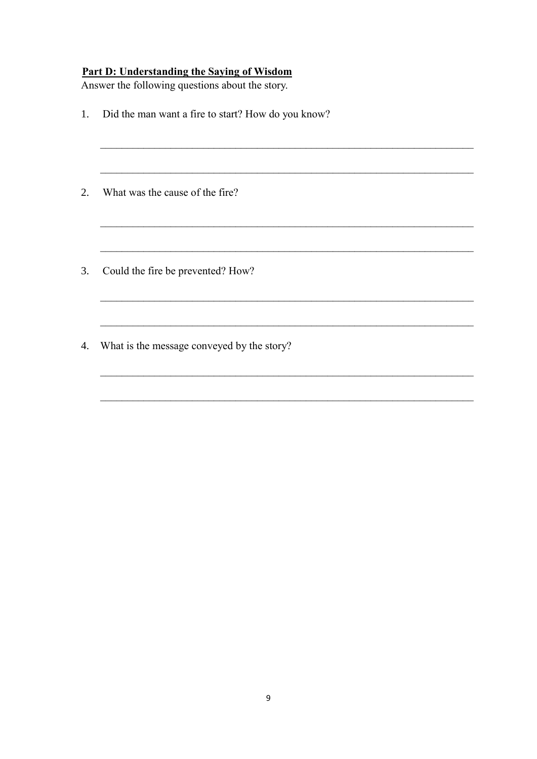**Part D: Understanding the Saying of Wisdom**

Answer the following questions about the story.

1. Did the man want a fire to start? How do you know?

    ______________________________________________________________________

    ______________________________________________________________________

2. What was the cause of the fire?

    ______________________________________________________________________

    ______________________________________________________________________

3. Could the fire be prevented? How?

    ______________________________________________________________________

    ______________________________________________________________________

4. What is the message conveyed by the story?

    ______________________________________________________________________

    ______________________________________________________________________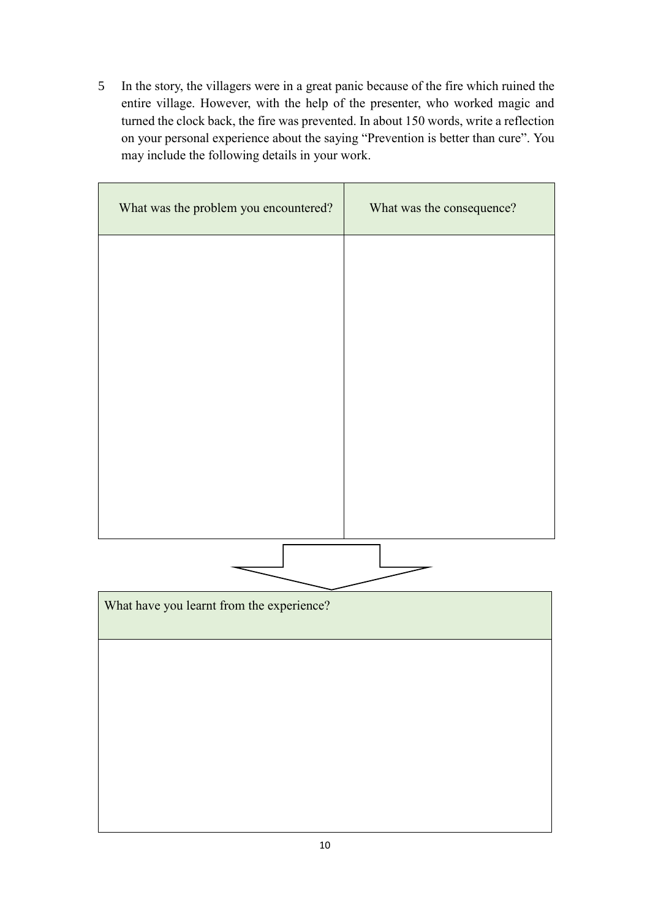5 In the story, the villagers were in a great panic because of the fire which ruined the entire village. However, with the help of the presenter, who worked magic and turned the clock back, the fire was prevented. In about 150 words, write a reflection on your personal experience about the saying "Prevention is better than cure". You may include the following details in your work.

| What was the problem you encountered? | What was the consequence? |
| --- | --- |
| | |

| What have you learnt from the experience? |
| --- |
| |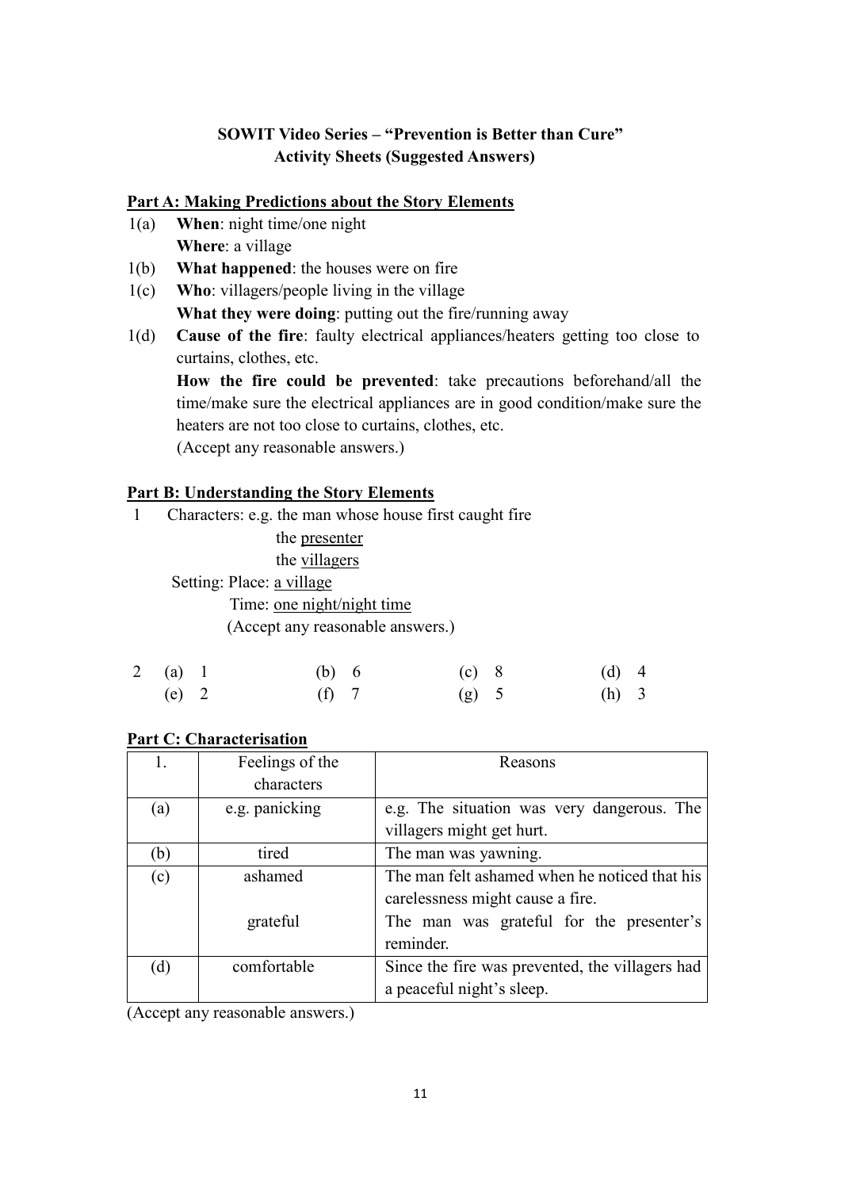**SOWIT Video Series – "Prevention is Better than Cure"**
**Activity Sheets (Suggested Answers)**

## Part A: Making Predictions about the Story Elements

1(a) **When**: night time/one night
**Where**: a village

1(b) **What happened**: the houses were on fire

1(c) **Who**: villagers/people living in the village
**What they were doing**: putting out the fire/running away

1(d) **Cause of the fire**: faulty electrical appliances/heaters getting too close to curtains, clothes, etc.
**How the fire could be prevented**: take precautions beforehand/all the time/make sure the electrical appliances are in good condition/make sure the heaters are not too close to curtains, clothes, etc.
(Accept any reasonable answers.)

## Part B: Understanding the Story Elements

1 Characters: e.g. the man whose house first caught fire
the <u>presenter</u>
the <u>villagers</u>

Setting: Place: <u>a village</u>
Time: <u>one night/night time</u>
(Accept any reasonable answers.)

2 (a) 1 (b) 6 (c) 8 (d) 4
(e) 2 (f) 7 (g) 5 (h) 3

## Part C: Characterisation

| 1. | Feelings of the characters | Reasons |
|---|---|---|
| (a) | e.g. panicking | e.g. The situation was very dangerous. The villagers might get hurt. |
| (b) | tired | The man was yawning. |
| (c) | ashamed | The man felt ashamed when he noticed that his carelessness might cause a fire. |
| | grateful | The man was grateful for the presenter's reminder. |
| (d) | comfortable | Since the fire was prevented, the villagers had a peaceful night's sleep. |

(Accept any reasonable answers.)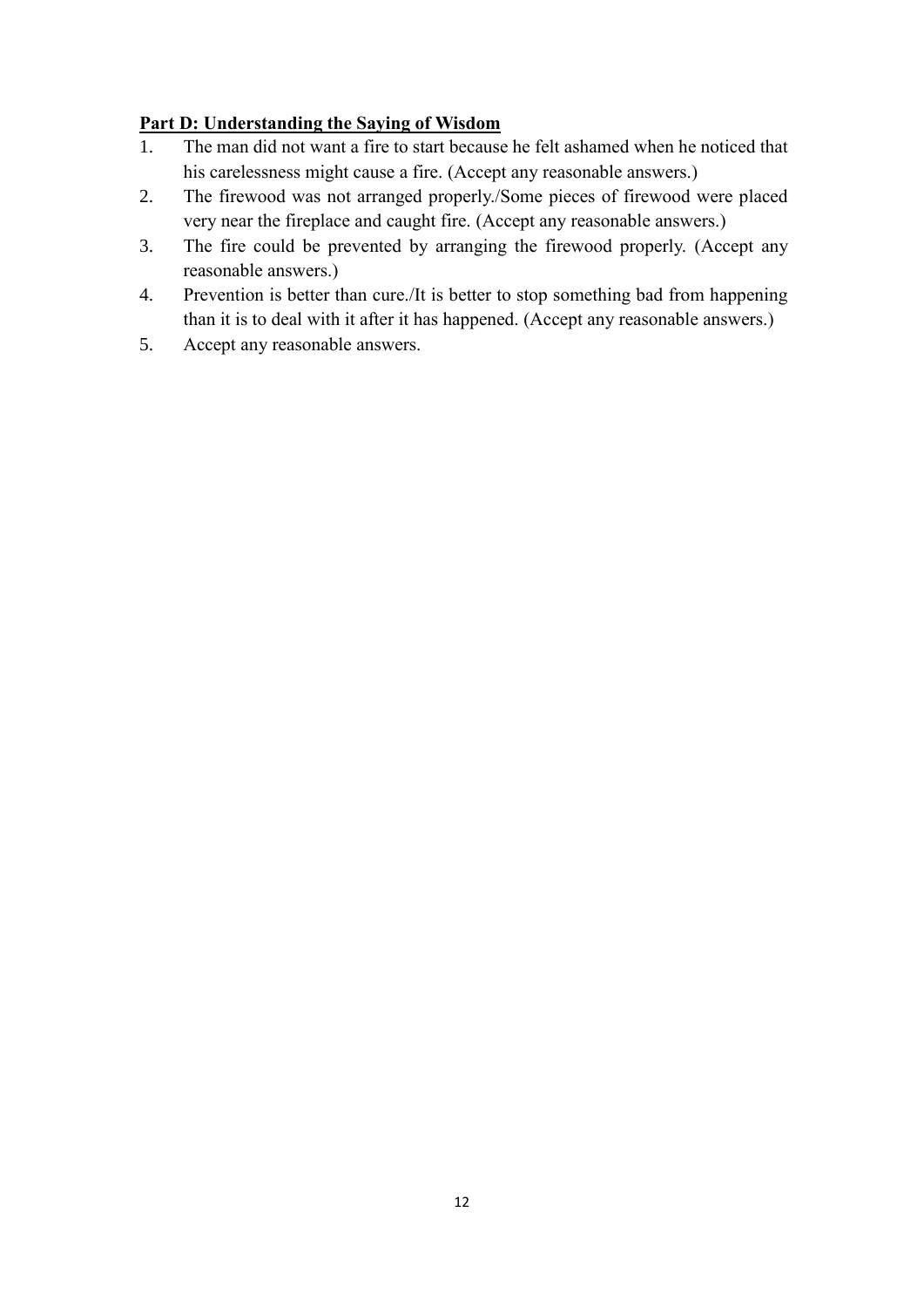**Part D: Understanding the Saying of Wisdom**

1. The man did not want a fire to start because he felt ashamed when he noticed that his carelessness might cause a fire. (Accept any reasonable answers.)
2. The firewood was not arranged properly./Some pieces of firewood were placed very near the fireplace and caught fire. (Accept any reasonable answers.)
3. The fire could be prevented by arranging the firewood properly. (Accept any reasonable answers.)
4. Prevention is better than cure./It is better to stop something bad from happening than it is to deal with it after it has happened. (Accept any reasonable answers.)
5. Accept any reasonable answers.